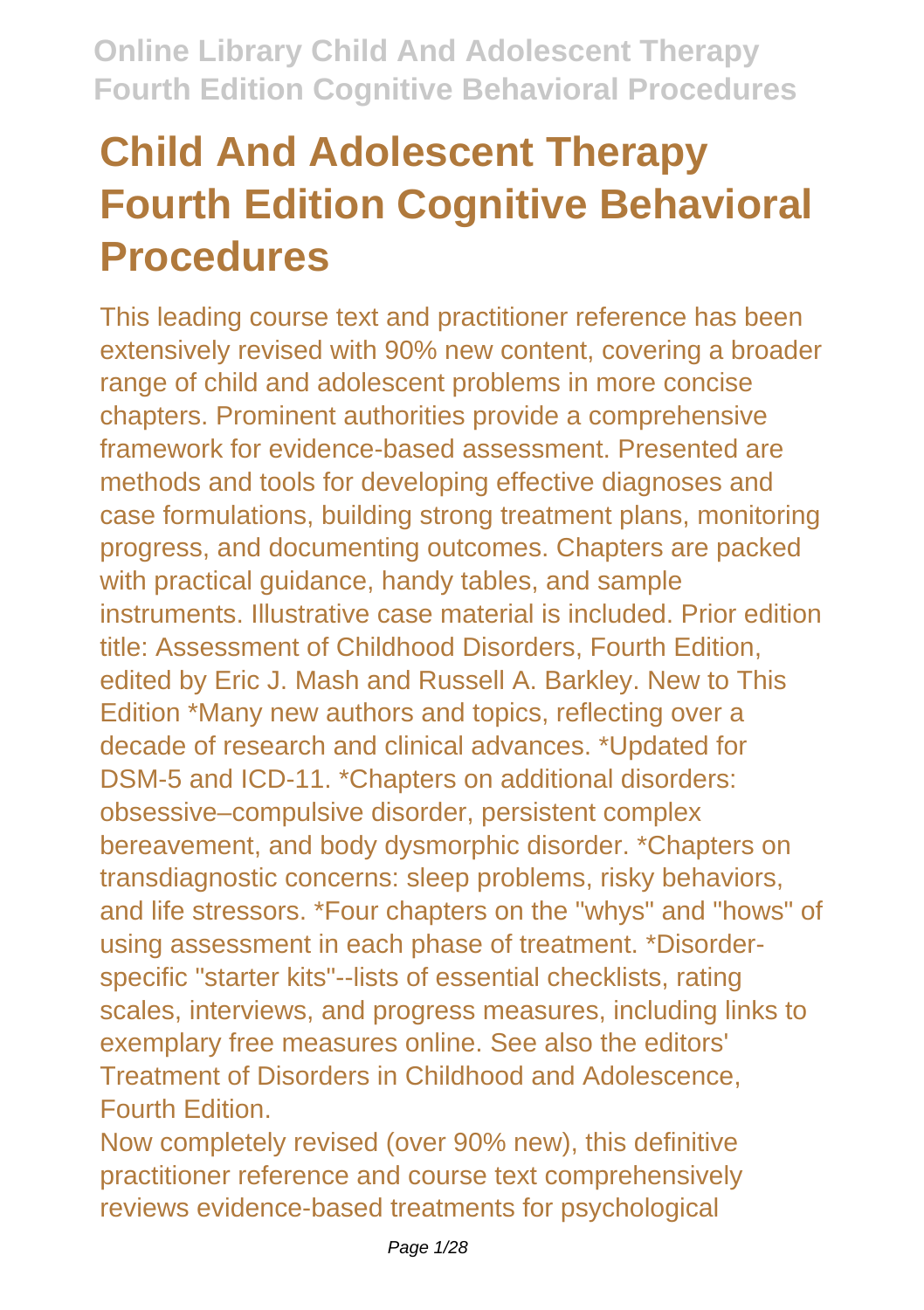# Child And Adolescent Therapy Fourth Edition Cognitive Behavioral Procedures

This leading course text and practitioner reference has been extensively revised with 90% new content, covering a broader range of child and adolescent problems in more concise chapters. Prominent authorities provide a comprehensive framework for evidence-based assessment. Presented are methods and tools for developing effective diagnoses and case formulations, building strong treatment plans, monitoring progress, and documenting outcomes. Chapters are packed with practical guidance, handy tables, and sample instruments. Illustrative case material is included. Prior edition title: Assessment of Childhood Disorders, Fourth Edition, edited by Eric J. Mash and Russell A. Barkley. New to This Edition *Many new authors and topics, reflecting over a decade of research and clinical advances. *Updated for DSM-5 and ICD-11. *Chapters on additional disorders: obsessive–compulsive disorder, persistent complex bereavement, and body dysmorphic disorder. *Chapters on transdiagnostic concerns: sleep problems, risky behaviors, and life stressors. *Four chapters on the "whys" and "hows" of using assessment in each phase of treatment. *Disorder-specific "starter kits"--lists of essential checklists, rating scales, interviews, and progress measures, including links to exemplary free measures online. See also the editors' Treatment of Disorders in Childhood and Adolescence, Fourth Edition.

Now completely revised (over 90% new), this definitive practitioner reference and course text comprehensively reviews evidence-based treatments for psychological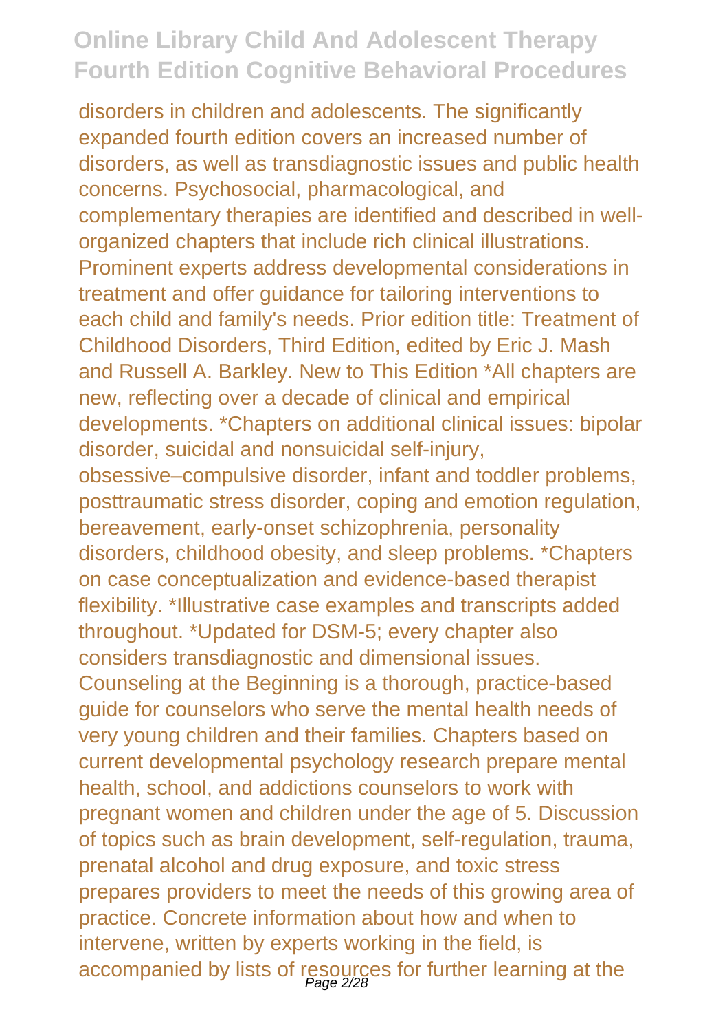disorders in children and adolescents. The significantly expanded fourth edition covers an increased number of disorders, as well as transdiagnostic issues and public health concerns. Psychosocial, pharmacological, and complementary therapies are identified and described in well-organized chapters that include rich clinical illustrations. Prominent experts address developmental considerations in treatment and offer guidance for tailoring interventions to each child and family's needs. Prior edition title: Treatment of Childhood Disorders, Third Edition, edited by Eric J. Mash and Russell A. Barkley. New to This Edition *All chapters are new, reflecting over a decade of clinical and empirical developments. *Chapters on additional clinical issues: bipolar disorder, suicidal and nonsuicidal self-injury, obsessive–compulsive disorder, infant and toddler problems, posttraumatic stress disorder, coping and emotion regulation, bereavement, early-onset schizophrenia, personality disorders, childhood obesity, and sleep problems. *Chapters on case conceptualization and evidence-based therapist flexibility. *Illustrative case examples and transcripts added throughout. *Updated for DSM-5; every chapter also considers transdiagnostic and dimensional issues. Counseling at the Beginning is a thorough, practice-based guide for counselors who serve the mental health needs of very young children and their families. Chapters based on current developmental psychology research prepare mental health, school, and addictions counselors to work with pregnant women and children under the age of 5. Discussion of topics such as brain development, self-regulation, trauma, prenatal alcohol and drug exposure, and toxic stress prepares providers to meet the needs of this growing area of practice. Concrete information about how and when to intervene, written by experts working in the field, is accompanied by lists of resources for further learning at the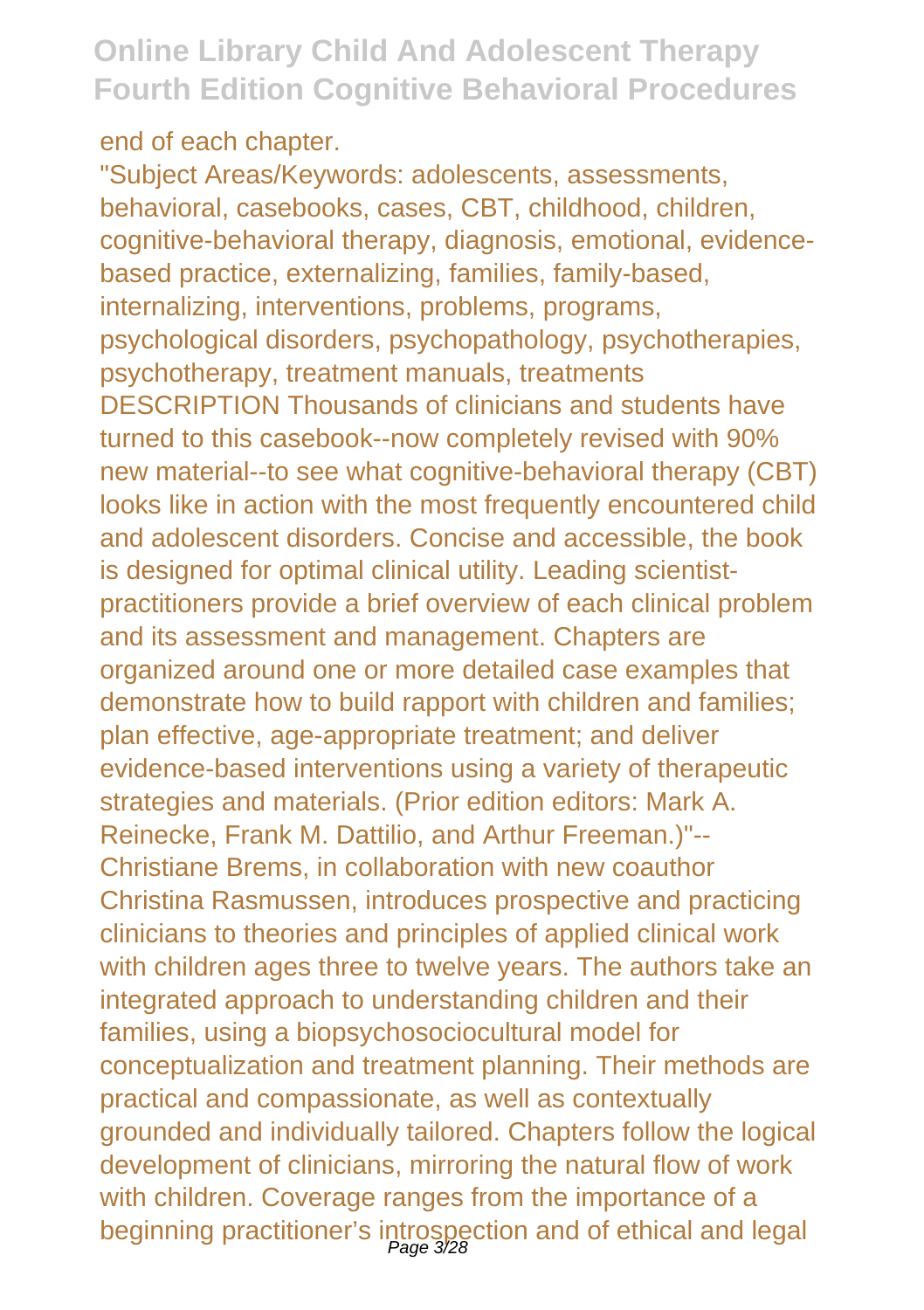end of each chapter.

"Subject Areas/Keywords: adolescents, assessments, behavioral, casebooks, cases, CBT, childhood, children, cognitive-behavioral therapy, diagnosis, emotional, evidence-based practice, externalizing, families, family-based, internalizing, interventions, problems, programs, psychological disorders, psychopathology, psychotherapies, psychotherapy, treatment manuals, treatments DESCRIPTION Thousands of clinicians and students have turned to this casebook--now completely revised with 90% new material--to see what cognitive-behavioral therapy (CBT) looks like in action with the most frequently encountered child and adolescent disorders. Concise and accessible, the book is designed for optimal clinical utility. Leading scientist-practitioners provide a brief overview of each clinical problem and its assessment and management. Chapters are organized around one or more detailed case examples that demonstrate how to build rapport with children and families; plan effective, age-appropriate treatment; and deliver evidence-based interventions using a variety of therapeutic strategies and materials. (Prior edition editors: Mark A. Reinecke, Frank M. Dattilio, and Arthur Freeman.)"--
Christiane Brems, in collaboration with new coauthor Christina Rasmussen, introduces prospective and practicing clinicians to theories and principles of applied clinical work with children ages three to twelve years. The authors take an integrated approach to understanding children and their families, using a biopsychosociocultural model for conceptualization and treatment planning. Their methods are practical and compassionate, as well as contextually grounded and individually tailored. Chapters follow the logical development of clinicians, mirroring the natural flow of work with children. Coverage ranges from the importance of a beginning practitioner's introspection and of ethical and legal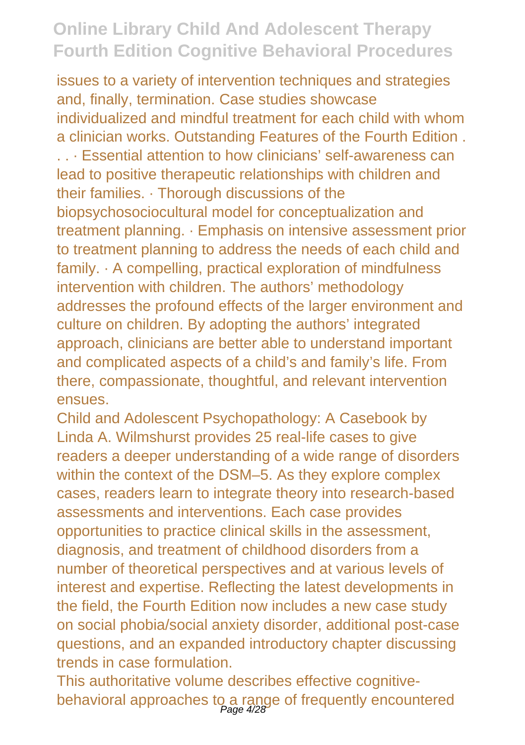issues to a variety of intervention techniques and strategies and, finally, termination. Case studies showcase individualized and mindful treatment for each child with whom a clinician works. Outstanding Features of the Fourth Edition . . . · Essential attention to how clinicians' self-awareness can lead to positive therapeutic relationships with children and their families. · Thorough discussions of the biopsychosociocultural model for conceptualization and treatment planning. · Emphasis on intensive assessment prior to treatment planning to address the needs of each child and family. · A compelling, practical exploration of mindfulness intervention with children. The authors' methodology addresses the profound effects of the larger environment and culture on children. By adopting the authors' integrated approach, clinicians are better able to understand important and complicated aspects of a child's and family's life. From there, compassionate, thoughtful, and relevant intervention ensues.

Child and Adolescent Psychopathology: A Casebook by Linda A. Wilmshurst provides 25 real-life cases to give readers a deeper understanding of a wide range of disorders within the context of the DSM–5. As they explore complex cases, readers learn to integrate theory into research-based assessments and interventions. Each case provides opportunities to practice clinical skills in the assessment, diagnosis, and treatment of childhood disorders from a number of theoretical perspectives and at various levels of interest and expertise. Reflecting the latest developments in the field, the Fourth Edition now includes a new case study on social phobia/social anxiety disorder, additional post-case questions, and an expanded introductory chapter discussing trends in case formulation.

This authoritative volume describes effective cognitive-behavioral approaches to a range of frequently encountered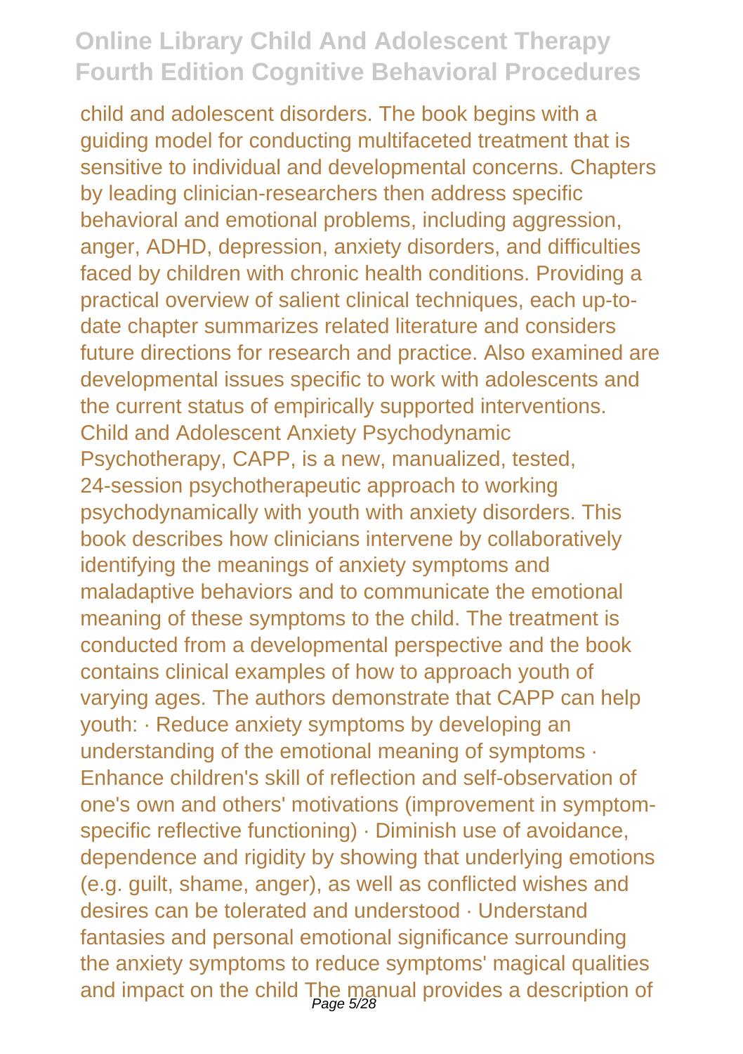child and adolescent disorders. The book begins with a guiding model for conducting multifaceted treatment that is sensitive to individual and developmental concerns. Chapters by leading clinician-researchers then address specific behavioral and emotional problems, including aggression, anger, ADHD, depression, anxiety disorders, and difficulties faced by children with chronic health conditions. Providing a practical overview of salient clinical techniques, each up-to-date chapter summarizes related literature and considers future directions for research and practice. Also examined are developmental issues specific to work with adolescents and the current status of empirically supported interventions. Child and Adolescent Anxiety Psychodynamic Psychotherapy, CAPP, is a new, manualized, tested, 24-session psychotherapeutic approach to working psychodynamically with youth with anxiety disorders. This book describes how clinicians intervene by collaboratively identifying the meanings of anxiety symptoms and maladaptive behaviors and to communicate the emotional meaning of these symptoms to the child. The treatment is conducted from a developmental perspective and the book contains clinical examples of how to approach youth of varying ages. The authors demonstrate that CAPP can help youth: · Reduce anxiety symptoms by developing an understanding of the emotional meaning of symptoms · Enhance children's skill of reflection and self-observation of one's own and others' motivations (improvement in symptom-specific reflective functioning) · Diminish use of avoidance, dependence and rigidity by showing that underlying emotions (e.g. guilt, shame, anger), as well as conflicted wishes and desires can be tolerated and understood · Understand fantasies and personal emotional significance surrounding the anxiety symptoms to reduce symptoms' magical qualities and impact on the child The manual provides a description of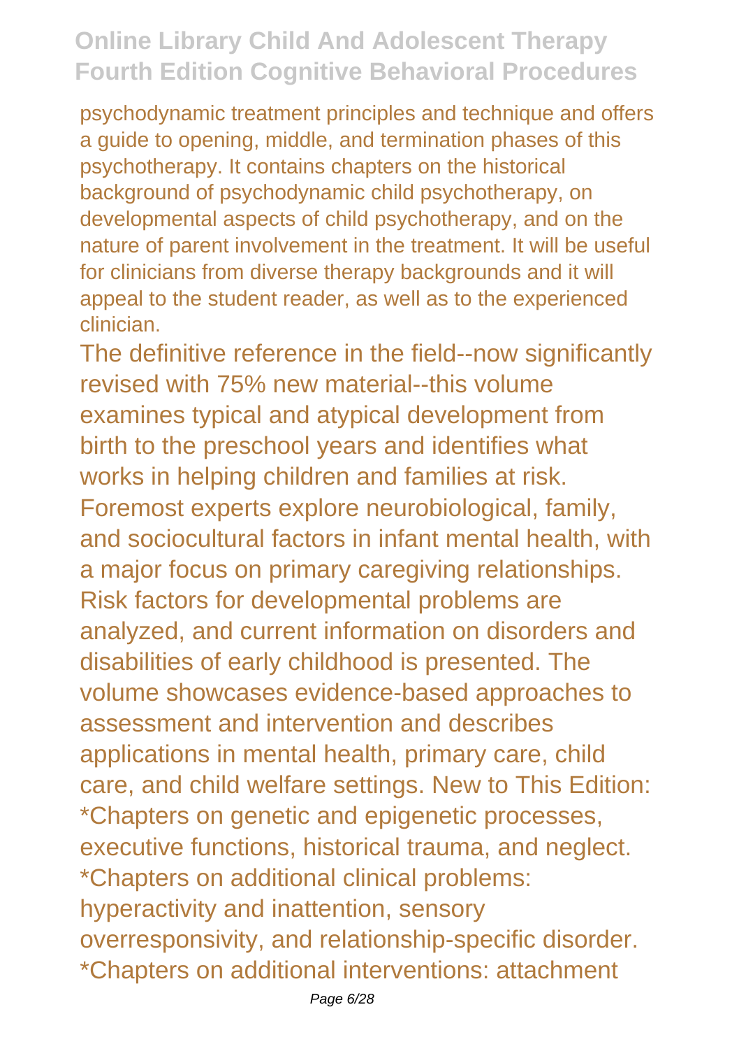psychodynamic treatment principles and technique and offers a guide to opening, middle, and termination phases of this psychotherapy. It contains chapters on the historical background of psychodynamic child psychotherapy, on developmental aspects of child psychotherapy, and on the nature of parent involvement in the treatment. It will be useful for clinicians from diverse therapy backgrounds and it will appeal to the student reader, as well as to the experienced clinician.

The definitive reference in the field--now significantly revised with 75% new material--this volume examines typical and atypical development from birth to the preschool years and identifies what works in helping children and families at risk. Foremost experts explore neurobiological, family, and sociocultural factors in infant mental health, with a major focus on primary caregiving relationships. Risk factors for developmental problems are analyzed, and current information on disorders and disabilities of early childhood is presented. The volume showcases evidence-based approaches to assessment and intervention and describes applications in mental health, primary care, child care, and child welfare settings. New to This Edition: *Chapters on genetic and epigenetic processes, executive functions, historical trauma, and neglect. *Chapters on additional clinical problems: hyperactivity and inattention, sensory overresponsivity, and relationship-specific disorder. *Chapters on additional interventions: attachment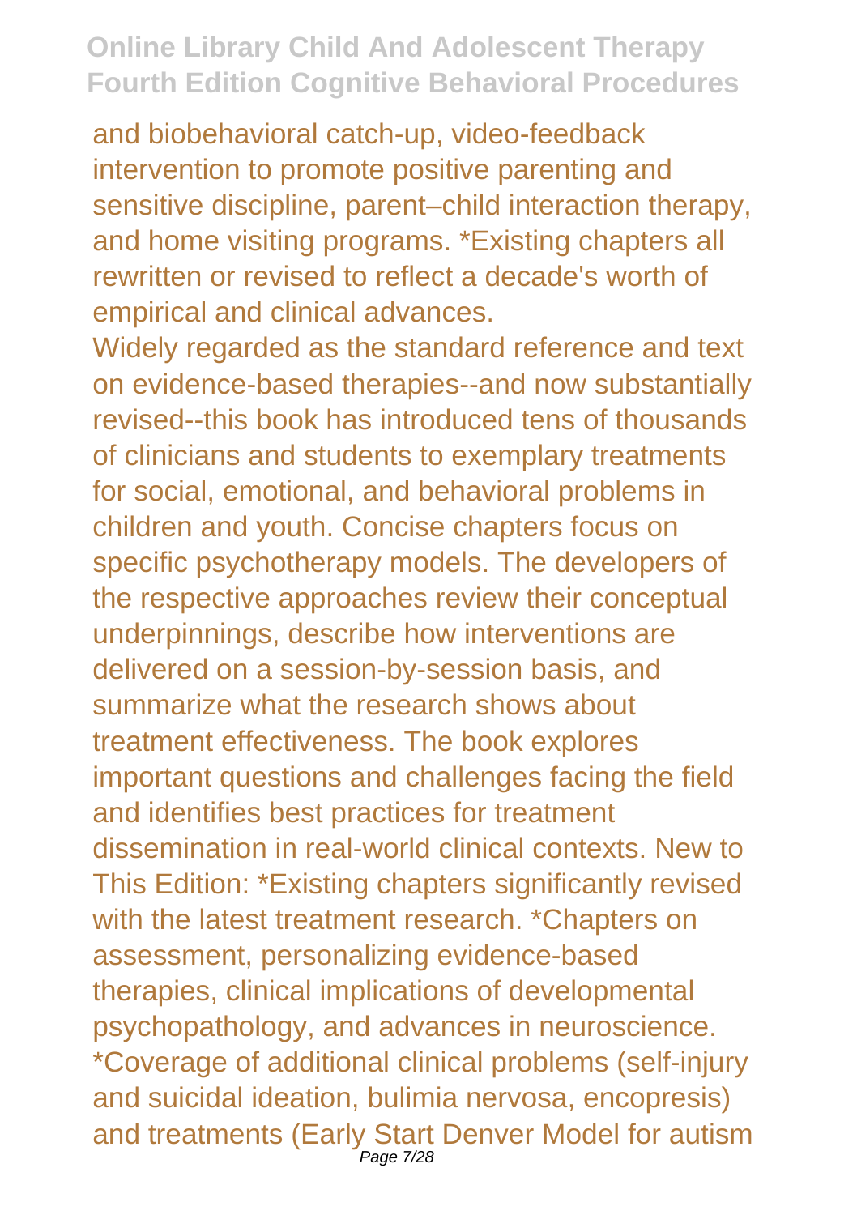and biobehavioral catch-up, video-feedback intervention to promote positive parenting and sensitive discipline, parent–child interaction therapy, and home visiting programs. *Existing chapters all rewritten or revised to reflect a decade's worth of empirical and clinical advances.

Widely regarded as the standard reference and text on evidence-based therapies--and now substantially revised--this book has introduced tens of thousands of clinicians and students to exemplary treatments for social, emotional, and behavioral problems in children and youth. Concise chapters focus on specific psychotherapy models. The developers of the respective approaches review their conceptual underpinnings, describe how interventions are delivered on a session-by-session basis, and summarize what the research shows about treatment effectiveness. The book explores important questions and challenges facing the field and identifies best practices for treatment dissemination in real-world clinical contexts. New to This Edition: *Existing chapters significantly revised with the latest treatment research. *Chapters on assessment, personalizing evidence-based therapies, clinical implications of developmental psychopathology, and advances in neuroscience. *Coverage of additional clinical problems (self-injury and suicidal ideation, bulimia nervosa, encopresis) and treatments (Early Start Denver Model for autism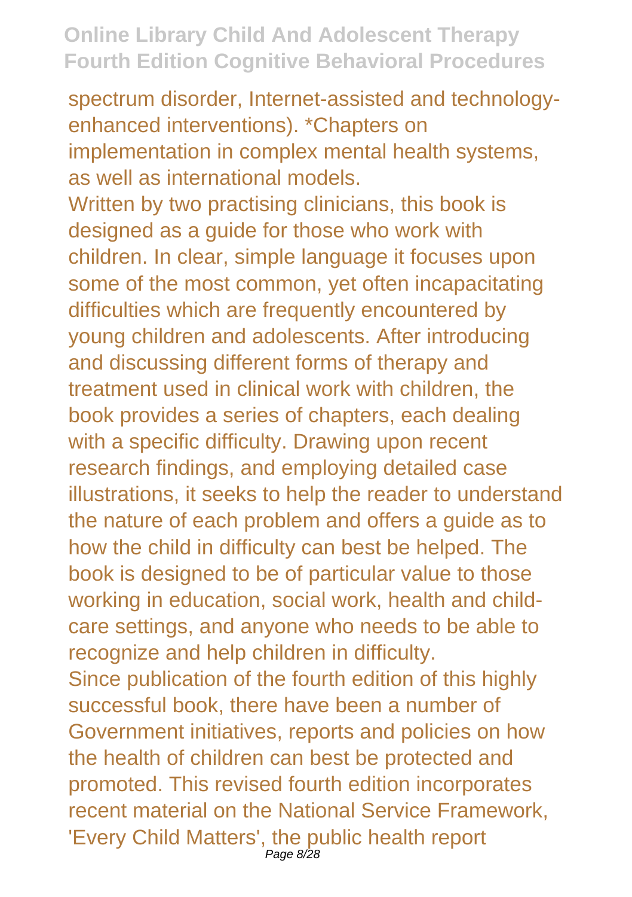spectrum disorder, Internet-assisted and technology-enhanced interventions). *Chapters on implementation in complex mental health systems, as well as international models.

Written by two practising clinicians, this book is designed as a guide for those who work with children. In clear, simple language it focuses upon some of the most common, yet often incapacitating difficulties which are frequently encountered by young children and adolescents. After introducing and discussing different forms of therapy and treatment used in clinical work with children, the book provides a series of chapters, each dealing with a specific difficulty. Drawing upon recent research findings, and employing detailed case illustrations, it seeks to help the reader to understand the nature of each problem and offers a guide as to how the child in difficulty can best be helped. The book is designed to be of particular value to those working in education, social work, health and child-care settings, and anyone who needs to be able to recognize and help children in difficulty.

Since publication of the fourth edition of this highly successful book, there have been a number of Government initiatives, reports and policies on how the health of children can best be protected and promoted. This revised fourth edition incorporates recent material on the National Service Framework, 'Every Child Matters', the public health report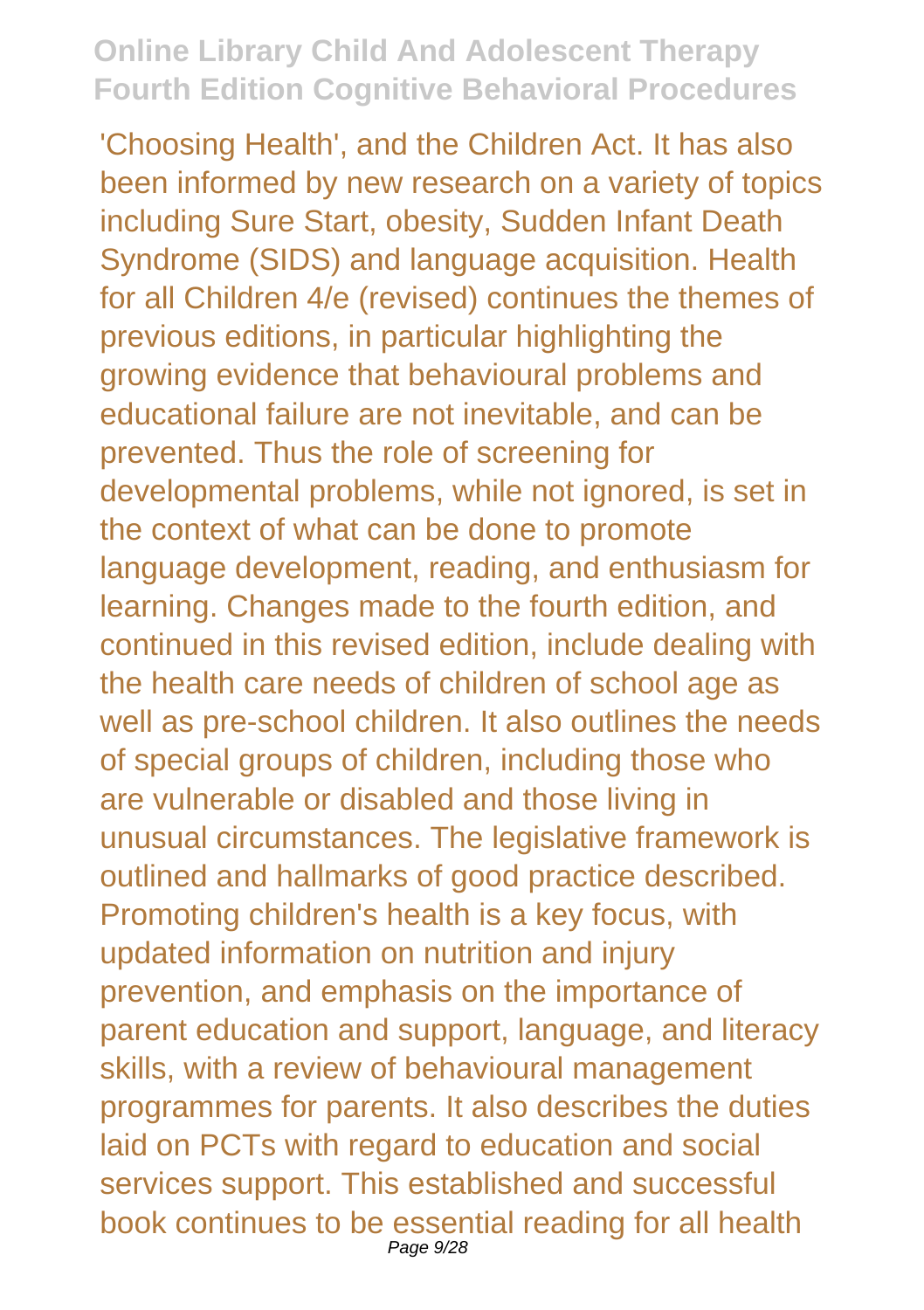'Choosing Health', and the Children Act. It has also been informed by new research on a variety of topics including Sure Start, obesity, Sudden Infant Death Syndrome (SIDS) and language acquisition. Health for all Children 4/e (revised) continues the themes of previous editions, in particular highlighting the growing evidence that behavioural problems and educational failure are not inevitable, and can be prevented. Thus the role of screening for developmental problems, while not ignored, is set in the context of what can be done to promote language development, reading, and enthusiasm for learning. Changes made to the fourth edition, and continued in this revised edition, include dealing with the health care needs of children of school age as well as pre-school children. It also outlines the needs of special groups of children, including those who are vulnerable or disabled and those living in unusual circumstances. The legislative framework is outlined and hallmarks of good practice described. Promoting children's health is a key focus, with updated information on nutrition and injury prevention, and emphasis on the importance of parent education and support, language, and literacy skills, with a review of behavioural management programmes for parents. It also describes the duties laid on PCTs with regard to education and social services support. This established and successful book continues to be essential reading for all health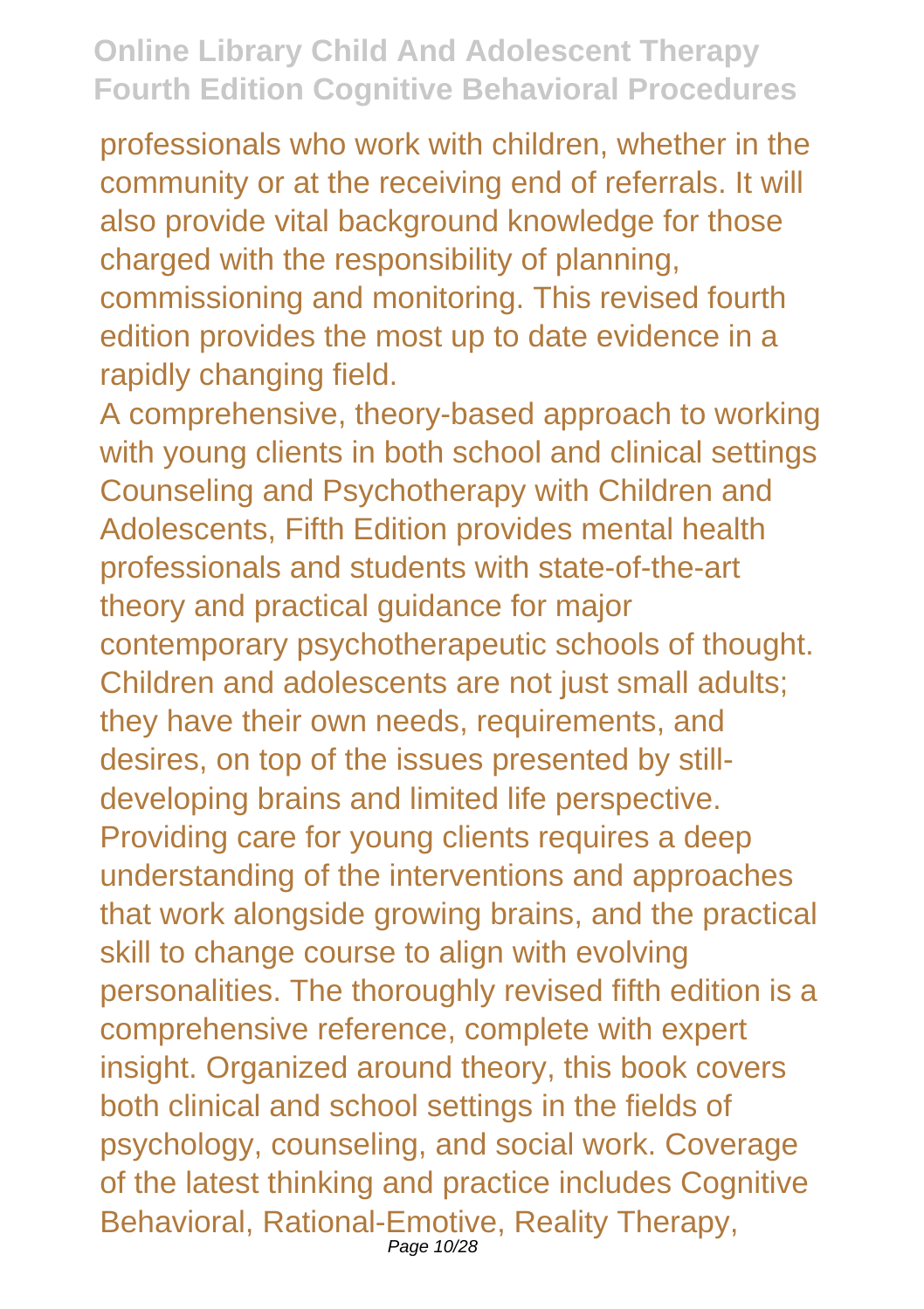professionals who work with children, whether in the community or at the receiving end of referrals. It will also provide vital background knowledge for those charged with the responsibility of planning, commissioning and monitoring. This revised fourth edition provides the most up to date evidence in a rapidly changing field.

A comprehensive, theory-based approach to working with young clients in both school and clinical settings Counseling and Psychotherapy with Children and Adolescents, Fifth Edition provides mental health professionals and students with state-of-the-art theory and practical guidance for major contemporary psychotherapeutic schools of thought. Children and adolescents are not just small adults; they have their own needs, requirements, and desires, on top of the issues presented by still-developing brains and limited life perspective. Providing care for young clients requires a deep understanding of the interventions and approaches that work alongside growing brains, and the practical skill to change course to align with evolving personalities. The thoroughly revised fifth edition is a comprehensive reference, complete with expert insight. Organized around theory, this book covers both clinical and school settings in the fields of psychology, counseling, and social work. Coverage of the latest thinking and practice includes Cognitive Behavioral, Rational-Emotive, Reality Therapy,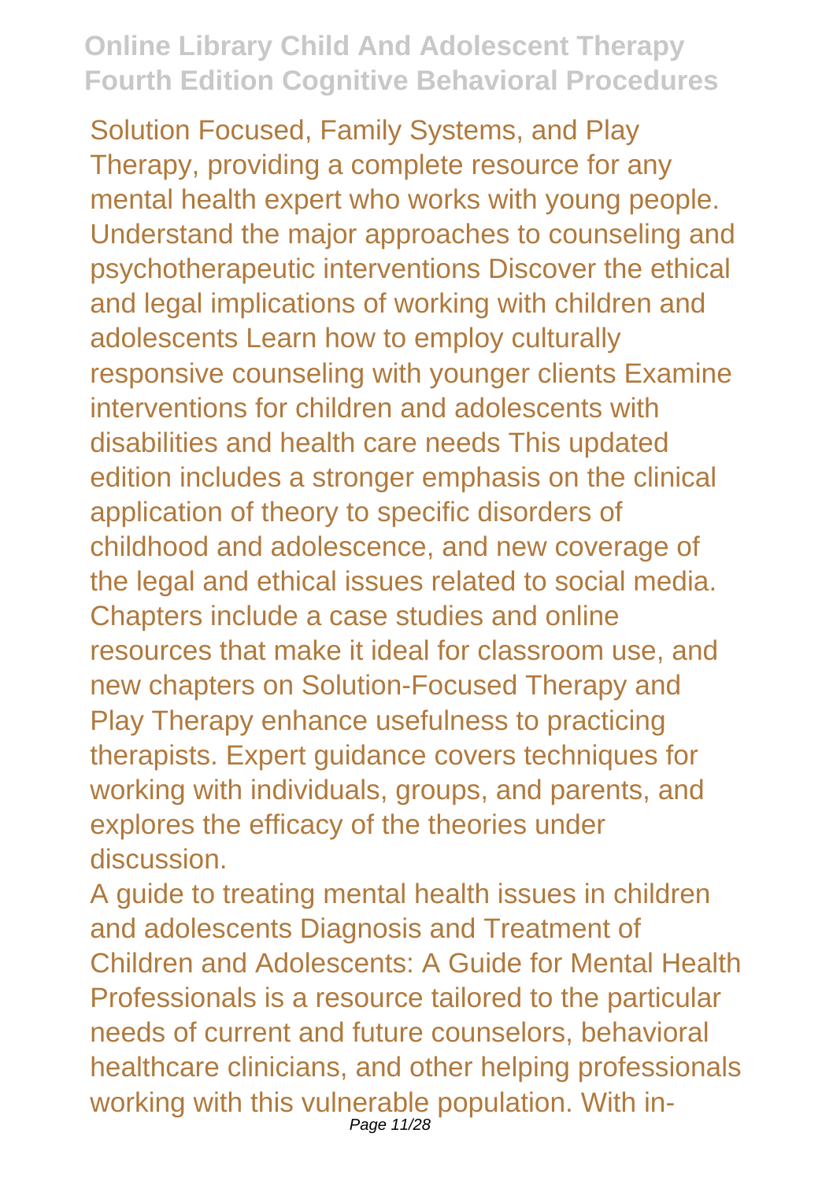Solution Focused, Family Systems, and Play Therapy, providing a complete resource for any mental health expert who works with young people. Understand the major approaches to counseling and psychotherapeutic interventions Discover the ethical and legal implications of working with children and adolescents Learn how to employ culturally responsive counseling with younger clients Examine interventions for children and adolescents with disabilities and health care needs This updated edition includes a stronger emphasis on the clinical application of theory to specific disorders of childhood and adolescence, and new coverage of the legal and ethical issues related to social media. Chapters include a case studies and online resources that make it ideal for classroom use, and new chapters on Solution-Focused Therapy and Play Therapy enhance usefulness to practicing therapists. Expert guidance covers techniques for working with individuals, groups, and parents, and explores the efficacy of the theories under discussion.

A guide to treating mental health issues in children and adolescents Diagnosis and Treatment of Children and Adolescents: A Guide for Mental Health Professionals is a resource tailored to the particular needs of current and future counselors, behavioral healthcare clinicians, and other helping professionals working with this vulnerable population. With in-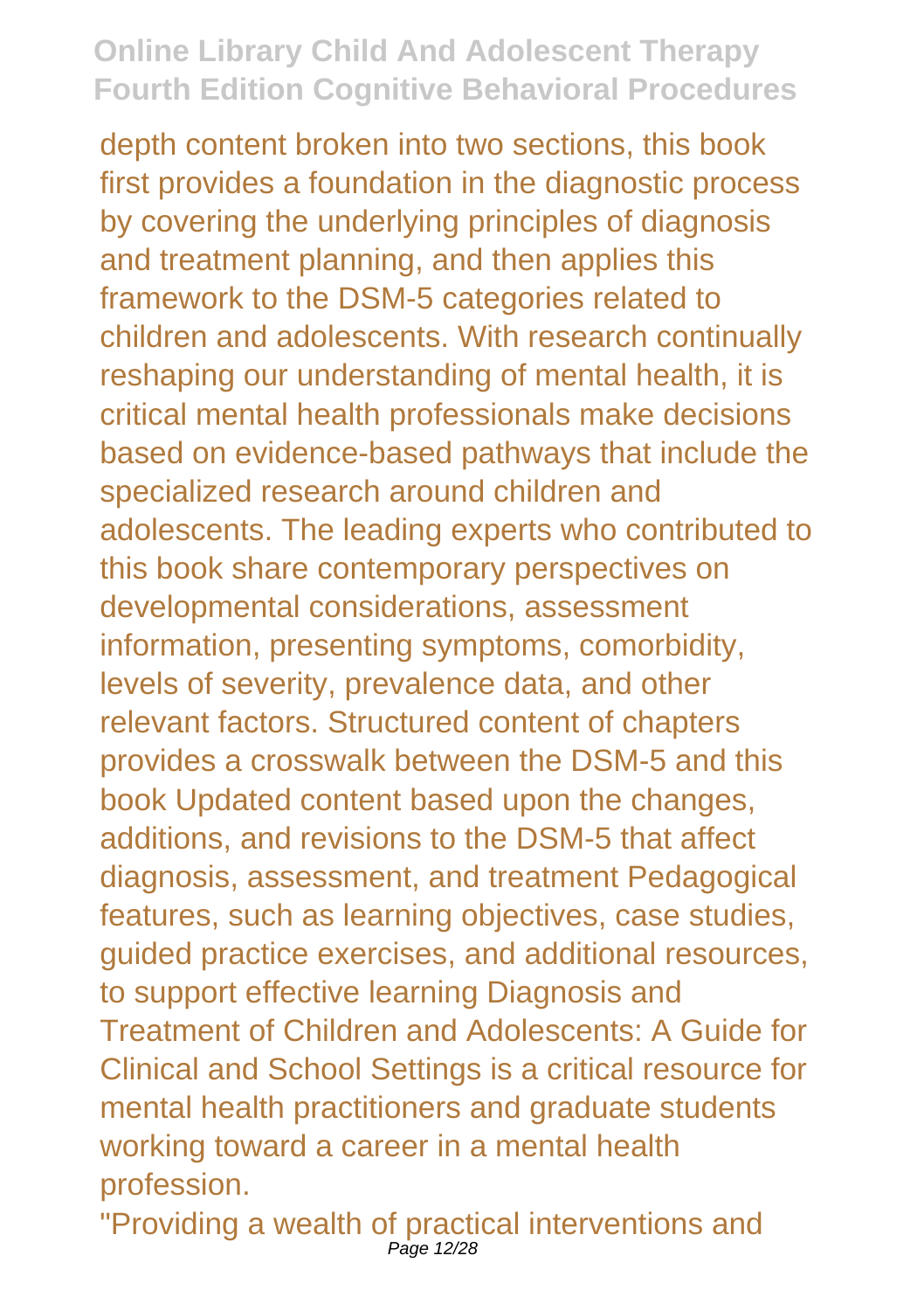depth content broken into two sections, this book first provides a foundation in the diagnostic process by covering the underlying principles of diagnosis and treatment planning, and then applies this framework to the DSM-5 categories related to children and adolescents. With research continually reshaping our understanding of mental health, it is critical mental health professionals make decisions based on evidence-based pathways that include the specialized research around children and adolescents. The leading experts who contributed to this book share contemporary perspectives on developmental considerations, assessment information, presenting symptoms, comorbidity, levels of severity, prevalence data, and other relevant factors. Structured content of chapters provides a crosswalk between the DSM-5 and this book Updated content based upon the changes, additions, and revisions to the DSM-5 that affect diagnosis, assessment, and treatment Pedagogical features, such as learning objectives, case studies, guided practice exercises, and additional resources, to support effective learning Diagnosis and Treatment of Children and Adolescents: A Guide for Clinical and School Settings is a critical resource for mental health practitioners and graduate students working toward a career in a mental health profession.

"Providing a wealth of practical interventions and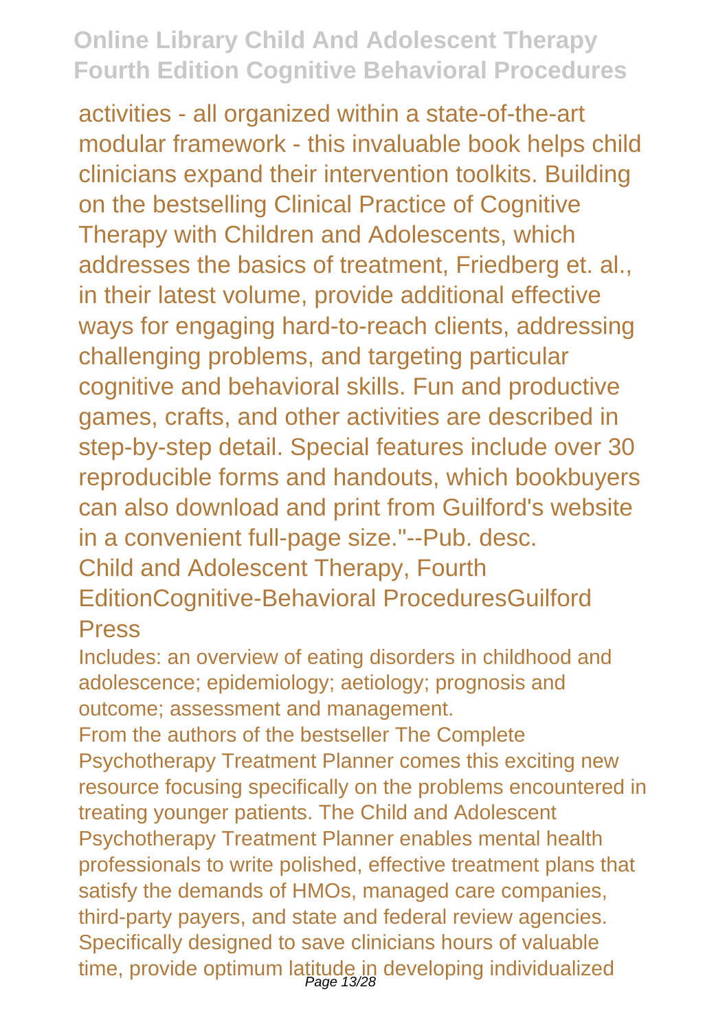activities - all organized within a state-of-the-art modular framework - this invaluable book helps child clinicians expand their intervention toolkits. Building on the bestselling Clinical Practice of Cognitive Therapy with Children and Adolescents, which addresses the basics of treatment, Friedberg et. al., in their latest volume, provide additional effective ways for engaging hard-to-reach clients, addressing challenging problems, and targeting particular cognitive and behavioral skills. Fun and productive games, crafts, and other activities are described in step-by-step detail. Special features include over 30 reproducible forms and handouts, which bookbuyers can also download and print from Guilford's website in a convenient full-page size."--Pub. desc.

Child and Adolescent Therapy, Fourth EditionCognitive-Behavioral ProceduresGuilford Press

Includes: an overview of eating disorders in childhood and adolescence; epidemiology; aetiology; prognosis and outcome; assessment and management.

From the authors of the bestseller The Complete Psychotherapy Treatment Planner comes this exciting new resource focusing specifically on the problems encountered in treating younger patients. The Child and Adolescent Psychotherapy Treatment Planner enables mental health professionals to write polished, effective treatment plans that satisfy the demands of HMOs, managed care companies, third-party payers, and state and federal review agencies. Specifically designed to save clinicians hours of valuable time, provide optimum latitude in developing individualized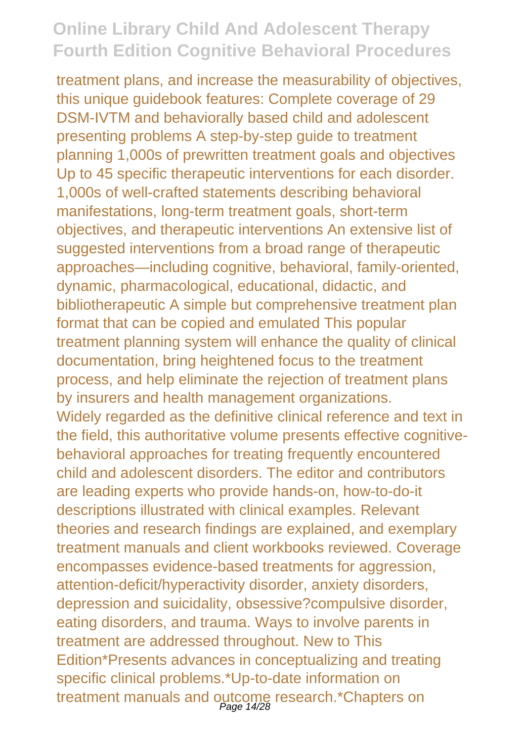treatment plans, and increase the measurability of objectives, this unique guidebook features: Complete coverage of 29 DSM-IVTM and behaviorally based child and adolescent presenting problems A step-by-step guide to treatment planning 1,000s of prewritten treatment goals and objectives Up to 45 specific therapeutic interventions for each disorder. 1,000s of well-crafted statements describing behavioral manifestations, long-term treatment goals, short-term objectives, and therapeutic interventions An extensive list of suggested interventions from a broad range of therapeutic approaches—including cognitive, behavioral, family-oriented, dynamic, pharmacological, educational, didactic, and bibliotherapeutic A simple but comprehensive treatment plan format that can be copied and emulated This popular treatment planning system will enhance the quality of clinical documentation, bring heightened focus to the treatment process, and help eliminate the rejection of treatment plans by insurers and health management organizations.

Widely regarded as the definitive clinical reference and text in the field, this authoritative volume presents effective cognitive-behavioral approaches for treating frequently encountered child and adolescent disorders. The editor and contributors are leading experts who provide hands-on, how-to-do-it descriptions illustrated with clinical examples. Relevant theories and research findings are explained, and exemplary treatment manuals and client workbooks reviewed. Coverage encompasses evidence-based treatments for aggression, attention-deficit/hyperactivity disorder, anxiety disorders, depression and suicidality, obsessive?compulsive disorder, eating disorders, and trauma. Ways to involve parents in treatment are addressed throughout. New to This Edition*Presents advances in conceptualizing and treating specific clinical problems.*Up-to-date information on treatment manuals and outcome research.*Chapters on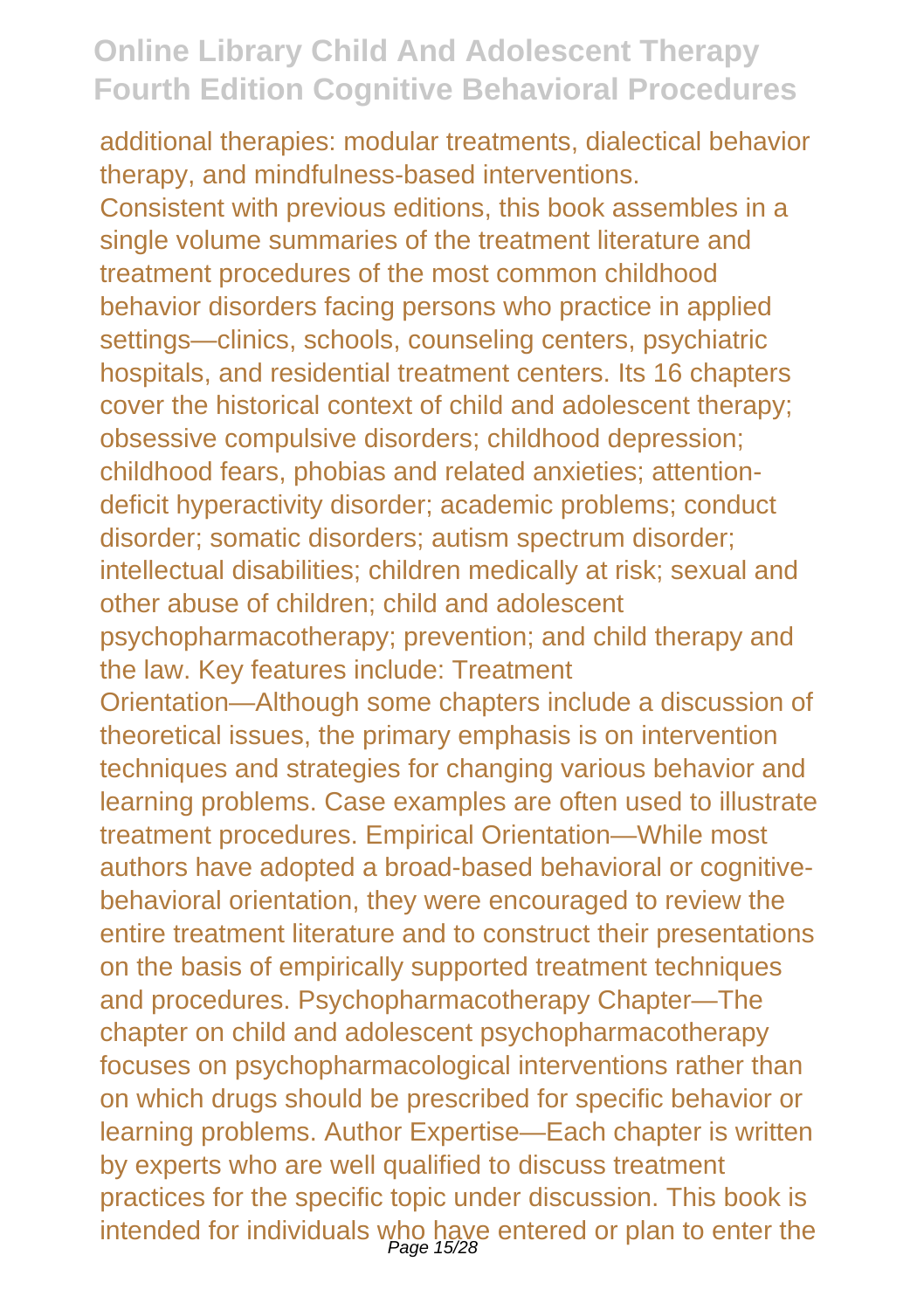additional therapies: modular treatments, dialectical behavior therapy, and mindfulness-based interventions.

Consistent with previous editions, this book assembles in a single volume summaries of the treatment literature and treatment procedures of the most common childhood behavior disorders facing persons who practice in applied settings—clinics, schools, counseling centers, psychiatric hospitals, and residential treatment centers. Its 16 chapters cover the historical context of child and adolescent therapy; obsessive compulsive disorders; childhood depression; childhood fears, phobias and related anxieties; attention-deficit hyperactivity disorder; academic problems; conduct disorder; somatic disorders; autism spectrum disorder; intellectual disabilities; children medically at risk; sexual and other abuse of children; child and adolescent psychopharmacotherapy; prevention; and child therapy and the law. Key features include: Treatment Orientation—Although some chapters include a discussion of theoretical issues, the primary emphasis is on intervention techniques and strategies for changing various behavior and learning problems. Case examples are often used to illustrate treatment procedures. Empirical Orientation—While most authors have adopted a broad-based behavioral or cognitive-behavioral orientation, they were encouraged to review the entire treatment literature and to construct their presentations on the basis of empirically supported treatment techniques and procedures. Psychopharmacotherapy Chapter—The chapter on child and adolescent psychopharmacotherapy focuses on psychopharmacological interventions rather than on which drugs should be prescribed for specific behavior or learning problems. Author Expertise—Each chapter is written by experts who are well qualified to discuss treatment practices for the specific topic under discussion. This book is intended for individuals who have entered or plan to enter the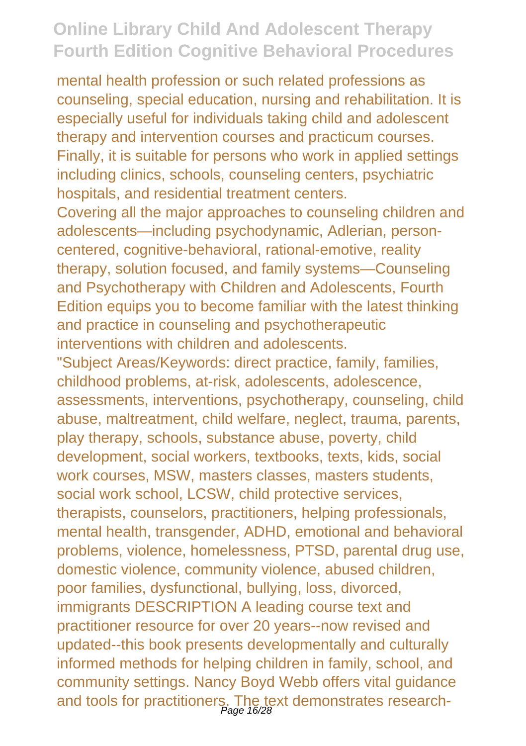mental health profession or such related professions as counseling, special education, nursing and rehabilitation. It is especially useful for individuals taking child and adolescent therapy and intervention courses and practicum courses. Finally, it is suitable for persons who work in applied settings including clinics, schools, counseling centers, psychiatric hospitals, and residential treatment centers.

Covering all the major approaches to counseling children and adolescents—including psychodynamic, Adlerian, person-centered, cognitive-behavioral, rational-emotive, reality therapy, solution focused, and family systems—Counseling and Psychotherapy with Children and Adolescents, Fourth Edition equips you to become familiar with the latest thinking and practice in counseling and psychotherapeutic interventions with children and adolescents.

"Subject Areas/Keywords: direct practice, family, families, childhood problems, at-risk, adolescents, adolescence, assessments, interventions, psychotherapy, counseling, child abuse, maltreatment, child welfare, neglect, trauma, parents, play therapy, schools, substance abuse, poverty, child development, social workers, textbooks, texts, kids, social work courses, MSW, masters classes, masters students, social work school, LCSW, child protective services, therapists, counselors, practitioners, helping professionals, mental health, transgender, ADHD, emotional and behavioral problems, violence, homelessness, PTSD, parental drug use, domestic violence, community violence, abused children, poor families, dysfunctional, bullying, loss, divorced, immigrants DESCRIPTION A leading course text and practitioner resource for over 20 years--now revised and updated--this book presents developmentally and culturally informed methods for helping children in family, school, and community settings. Nancy Boyd Webb offers vital guidance and tools for practitioners. The text demonstrates research-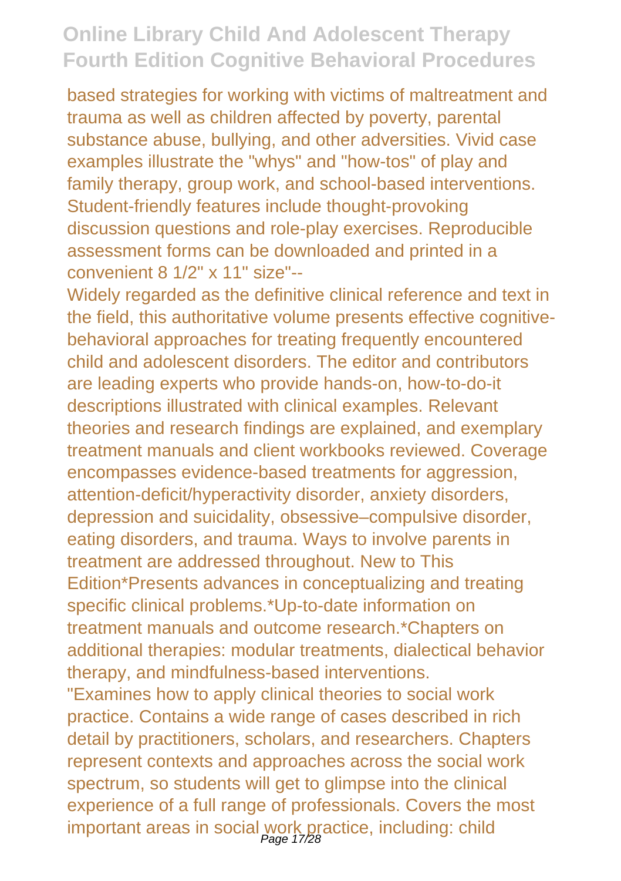based strategies for working with victims of maltreatment and trauma as well as children affected by poverty, parental substance abuse, bullying, and other adversities. Vivid case examples illustrate the "whys" and "how-tos" of play and family therapy, group work, and school-based interventions. Student-friendly features include thought-provoking discussion questions and role-play exercises. Reproducible assessment forms can be downloaded and printed in a convenient 8 1/2" x 11" size"--

Widely regarded as the definitive clinical reference and text in the field, this authoritative volume presents effective cognitive-behavioral approaches for treating frequently encountered child and adolescent disorders. The editor and contributors are leading experts who provide hands-on, how-to-do-it descriptions illustrated with clinical examples. Relevant theories and research findings are explained, and exemplary treatment manuals and client workbooks reviewed. Coverage encompasses evidence-based treatments for aggression, attention-deficit/hyperactivity disorder, anxiety disorders, depression and suicidality, obsessive–compulsive disorder, eating disorders, and trauma. Ways to involve parents in treatment are addressed throughout. New to This Edition*Presents advances in conceptualizing and treating specific clinical problems.*Up-to-date information on treatment manuals and outcome research.*Chapters on additional therapies: modular treatments, dialectical behavior therapy, and mindfulness-based interventions.

"Examines how to apply clinical theories to social work practice. Contains a wide range of cases described in rich detail by practitioners, scholars, and researchers. Chapters represent contexts and approaches across the social work spectrum, so students will get to glimpse into the clinical experience of a full range of professionals. Covers the most important areas in social work practice, including: child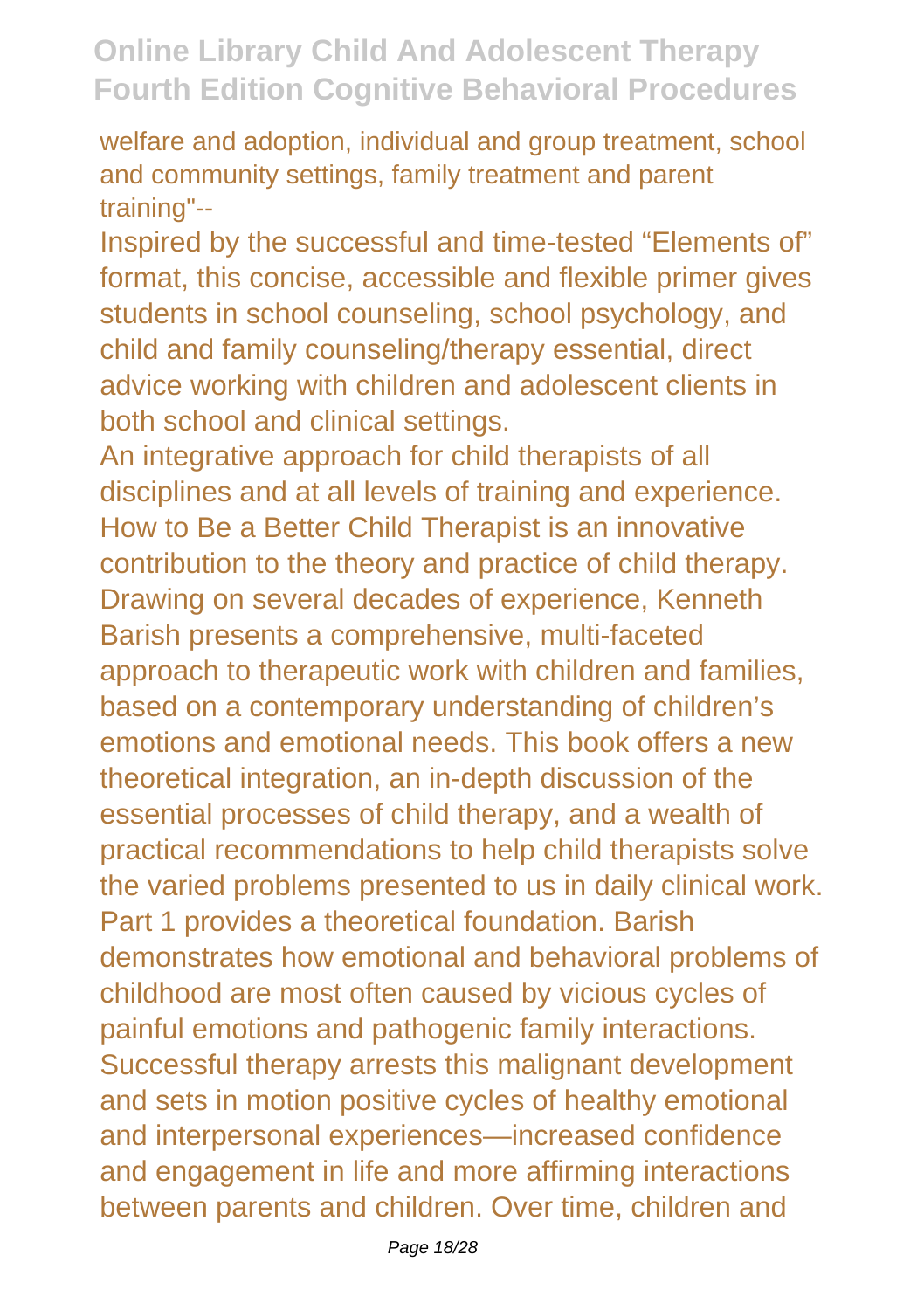welfare and adoption, individual and group treatment, school and community settings, family treatment and parent training"--

Inspired by the successful and time-tested “Elements of” format, this concise, accessible and flexible primer gives students in school counseling, school psychology, and child and family counseling/therapy essential, direct advice working with children and adolescent clients in both school and clinical settings.

An integrative approach for child therapists of all disciplines and at all levels of training and experience. How to Be a Better Child Therapist is an innovative contribution to the theory and practice of child therapy. Drawing on several decades of experience, Kenneth Barish presents a comprehensive, multi-faceted approach to therapeutic work with children and families, based on a contemporary understanding of children’s emotions and emotional needs. This book offers a new theoretical integration, an in-depth discussion of the essential processes of child therapy, and a wealth of practical recommendations to help child therapists solve the varied problems presented to us in daily clinical work. Part 1 provides a theoretical foundation. Barish demonstrates how emotional and behavioral problems of childhood are most often caused by vicious cycles of painful emotions and pathogenic family interactions. Successful therapy arrests this malignant development and sets in motion positive cycles of healthy emotional and interpersonal experiences—increased confidence and engagement in life and more affirming interactions between parents and children. Over time, children and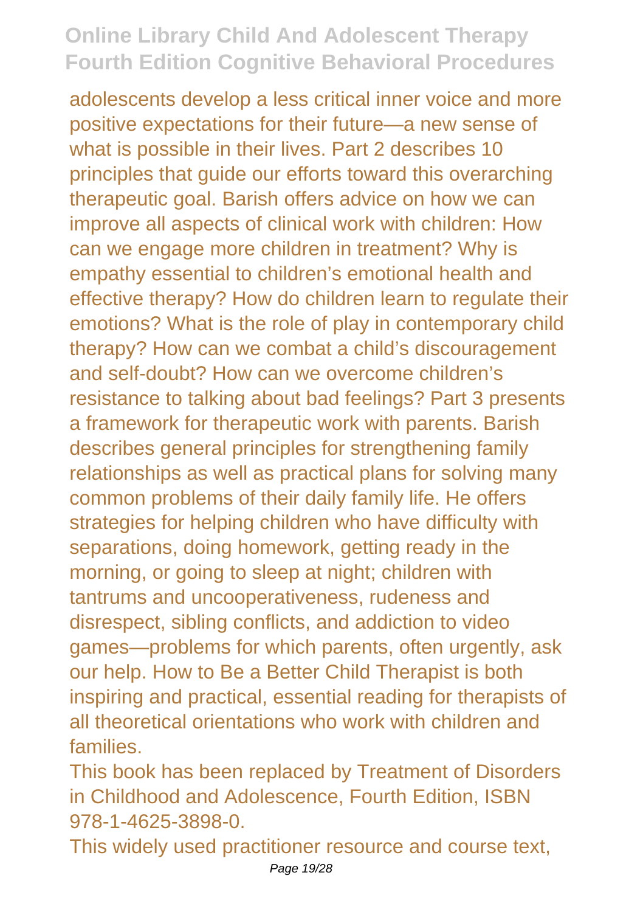adolescents develop a less critical inner voice and more positive expectations for their future—a new sense of what is possible in their lives. Part 2 describes 10 principles that guide our efforts toward this overarching therapeutic goal. Barish offers advice on how we can improve all aspects of clinical work with children: How can we engage more children in treatment? Why is empathy essential to children's emotional health and effective therapy? How do children learn to regulate their emotions? What is the role of play in contemporary child therapy? How can we combat a child's discouragement and self-doubt? How can we overcome children's resistance to talking about bad feelings? Part 3 presents a framework for therapeutic work with parents. Barish describes general principles for strengthening family relationships as well as practical plans for solving many common problems of their daily family life. He offers strategies for helping children who have difficulty with separations, doing homework, getting ready in the morning, or going to sleep at night; children with tantrums and uncooperativeness, rudeness and disrespect, sibling conflicts, and addiction to video games—problems for which parents, often urgently, ask our help. How to Be a Better Child Therapist is both inspiring and practical, essential reading for therapists of all theoretical orientations who work with children and families.

This book has been replaced by Treatment of Disorders in Childhood and Adolescence, Fourth Edition, ISBN 978-1-4625-3898-0.

This widely used practitioner resource and course text,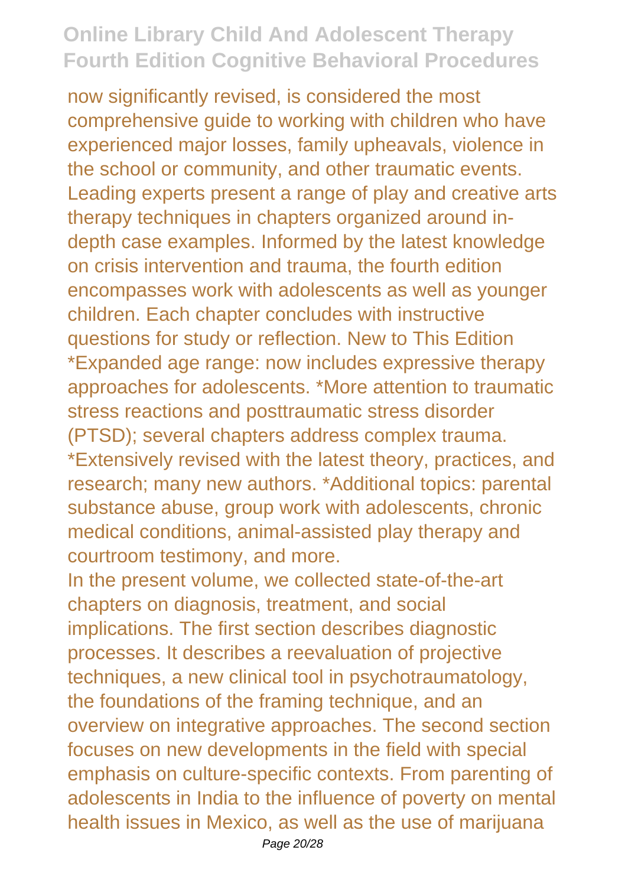now significantly revised, is considered the most comprehensive guide to working with children who have experienced major losses, family upheavals, violence in the school or community, and other traumatic events. Leading experts present a range of play and creative arts therapy techniques in chapters organized around in-depth case examples. Informed by the latest knowledge on crisis intervention and trauma, the fourth edition encompasses work with adolescents as well as younger children. Each chapter concludes with instructive questions for study or reflection. New to This Edition *Expanded age range: now includes expressive therapy approaches for adolescents. *More attention to traumatic stress reactions and posttraumatic stress disorder (PTSD); several chapters address complex trauma. *Extensively revised with the latest theory, practices, and research; many new authors. *Additional topics: parental substance abuse, group work with adolescents, chronic medical conditions, animal-assisted play therapy and courtroom testimony, and more.

In the present volume, we collected state-of-the-art chapters on diagnosis, treatment, and social implications. The first section describes diagnostic processes. It describes a reevaluation of projective techniques, a new clinical tool in psychotraumatology, the foundations of the framing technique, and an overview on integrative approaches. The second section focuses on new developments in the field with special emphasis on culture-specific contexts. From parenting of adolescents in India to the influence of poverty on mental health issues in Mexico, as well as the use of marijuana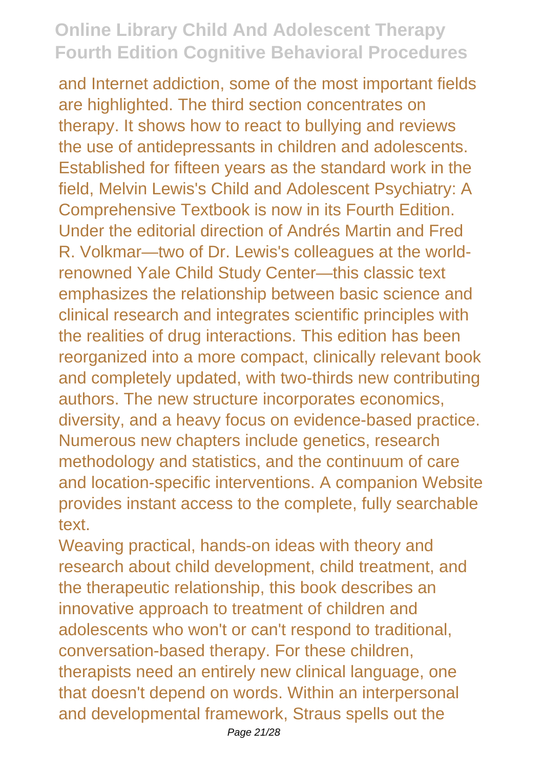and Internet addiction, some of the most important fields are highlighted. The third section concentrates on therapy. It shows how to react to bullying and reviews the use of antidepressants in children and adolescents. Established for fifteen years as the standard work in the field, Melvin Lewis's Child and Adolescent Psychiatry: A Comprehensive Textbook is now in its Fourth Edition. Under the editorial direction of Andrés Martin and Fred R. Volkmar—two of Dr. Lewis's colleagues at the world-renowned Yale Child Study Center—this classic text emphasizes the relationship between basic science and clinical research and integrates scientific principles with the realities of drug interactions. This edition has been reorganized into a more compact, clinically relevant book and completely updated, with two-thirds new contributing authors. The new structure incorporates economics, diversity, and a heavy focus on evidence-based practice. Numerous new chapters include genetics, research methodology and statistics, and the continuum of care and location-specific interventions. A companion Website provides instant access to the complete, fully searchable text.

Weaving practical, hands-on ideas with theory and research about child development, child treatment, and the therapeutic relationship, this book describes an innovative approach to treatment of children and adolescents who won't or can't respond to traditional, conversation-based therapy. For these children, therapists need an entirely new clinical language, one that doesn't depend on words. Within an interpersonal and developmental framework, Straus spells out the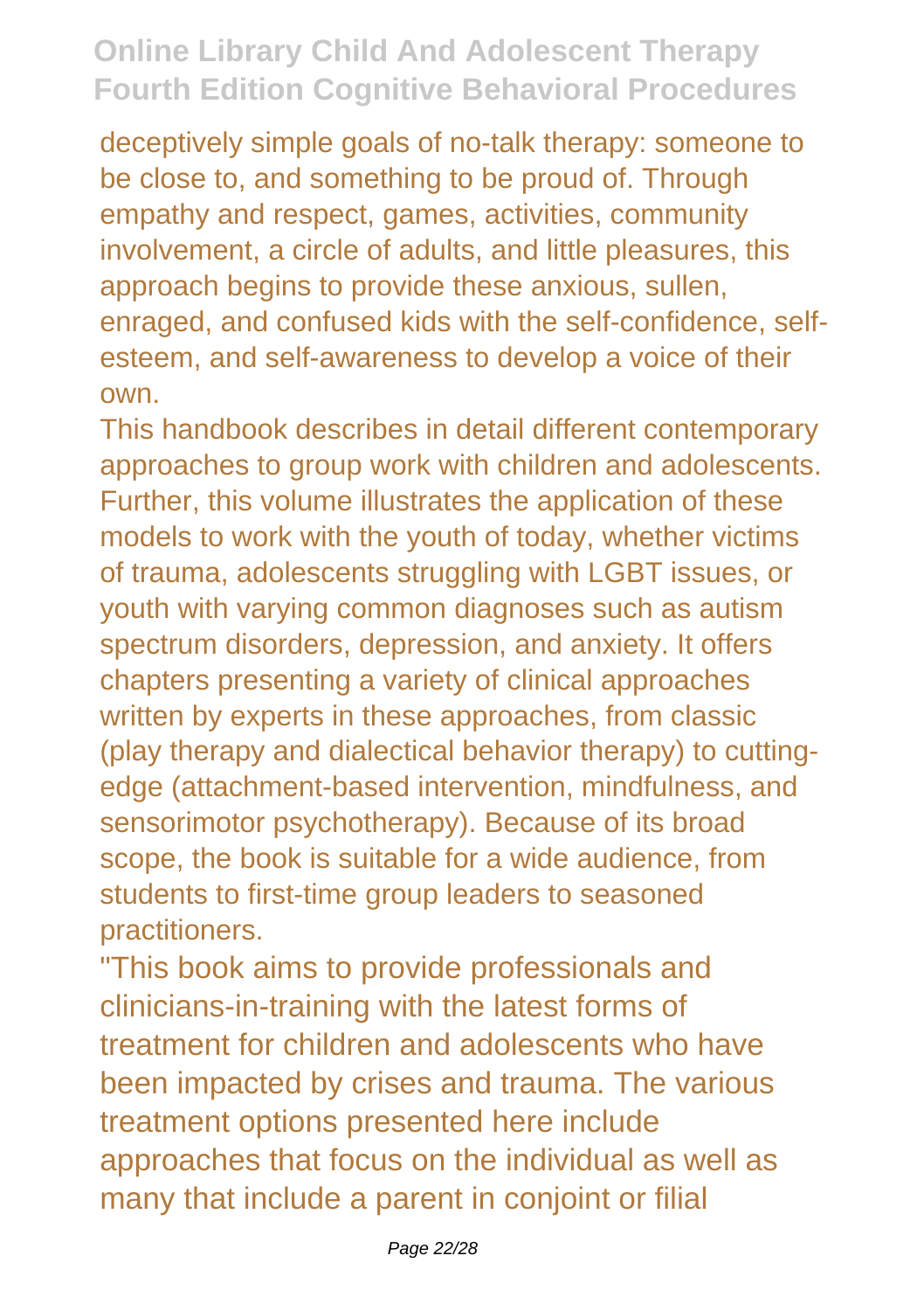deceptively simple goals of no-talk therapy: someone to be close to, and something to be proud of. Through empathy and respect, games, activities, community involvement, a circle of adults, and little pleasures, this approach begins to provide these anxious, sullen, enraged, and confused kids with the self-confidence, self-esteem, and self-awareness to develop a voice of their own.

This handbook describes in detail different contemporary approaches to group work with children and adolescents. Further, this volume illustrates the application of these models to work with the youth of today, whether victims of trauma, adolescents struggling with LGBT issues, or youth with varying common diagnoses such as autism spectrum disorders, depression, and anxiety. It offers chapters presenting a variety of clinical approaches written by experts in these approaches, from classic (play therapy and dialectical behavior therapy) to cutting-edge (attachment-based intervention, mindfulness, and sensorimotor psychotherapy). Because of its broad scope, the book is suitable for a wide audience, from students to first-time group leaders to seasoned practitioners.

"This book aims to provide professionals and clinicians-in-training with the latest forms of treatment for children and adolescents who have been impacted by crises and trauma. The various treatment options presented here include approaches that focus on the individual as well as many that include a parent in conjoint or filial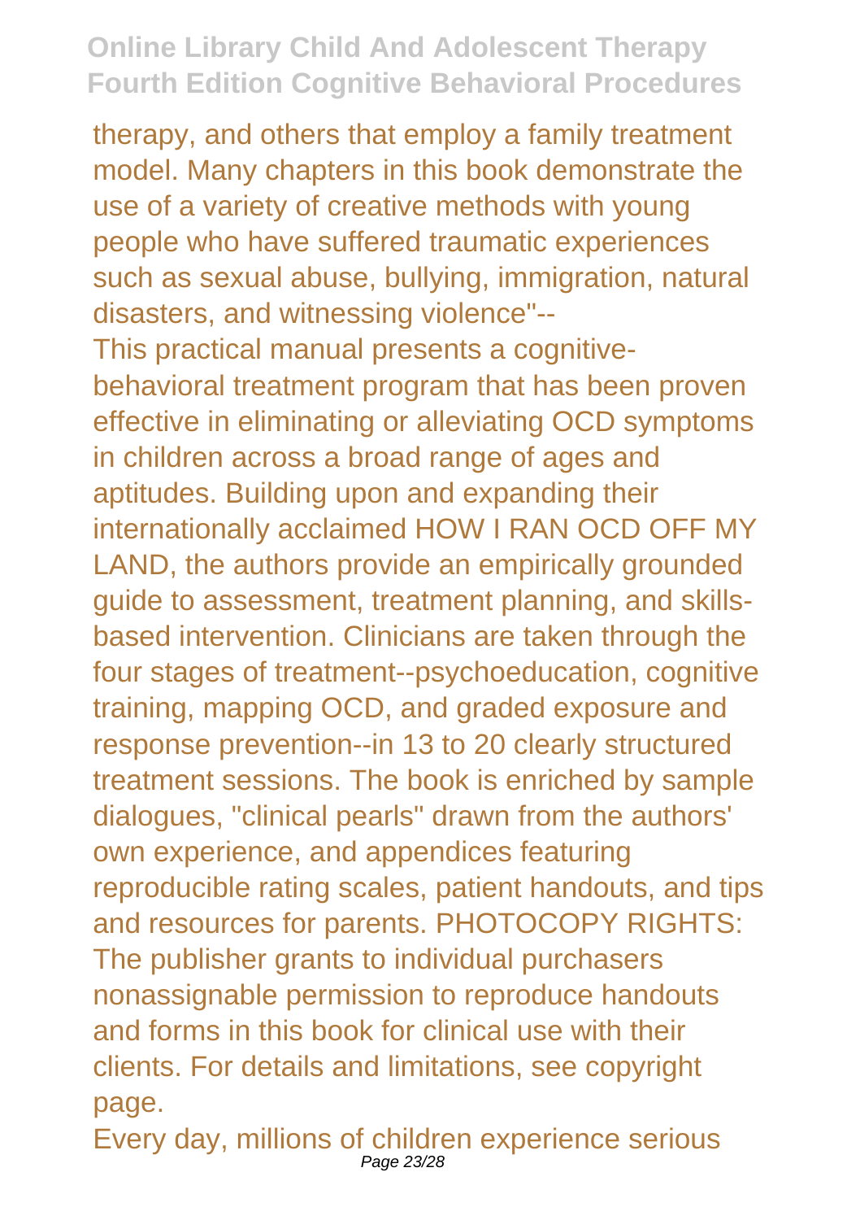therapy, and others that employ a family treatment model. Many chapters in this book demonstrate the use of a variety of creative methods with young people who have suffered traumatic experiences such as sexual abuse, bullying, immigration, natural disasters, and witnessing violence"--

This practical manual presents a cognitive-behavioral treatment program that has been proven effective in eliminating or alleviating OCD symptoms in children across a broad range of ages and aptitudes. Building upon and expanding their internationally acclaimed HOW I RAN OCD OFF MY LAND, the authors provide an empirically grounded guide to assessment, treatment planning, and skills-based intervention. Clinicians are taken through the four stages of treatment--psychoeducation, cognitive training, mapping OCD, and graded exposure and response prevention--in 13 to 20 clearly structured treatment sessions. The book is enriched by sample dialogues, "clinical pearls" drawn from the authors' own experience, and appendices featuring reproducible rating scales, patient handouts, and tips and resources for parents. PHOTOCOPY RIGHTS: The publisher grants to individual purchasers nonassignable permission to reproduce handouts and forms in this book for clinical use with their clients. For details and limitations, see copyright page.

Every day, millions of children experience serious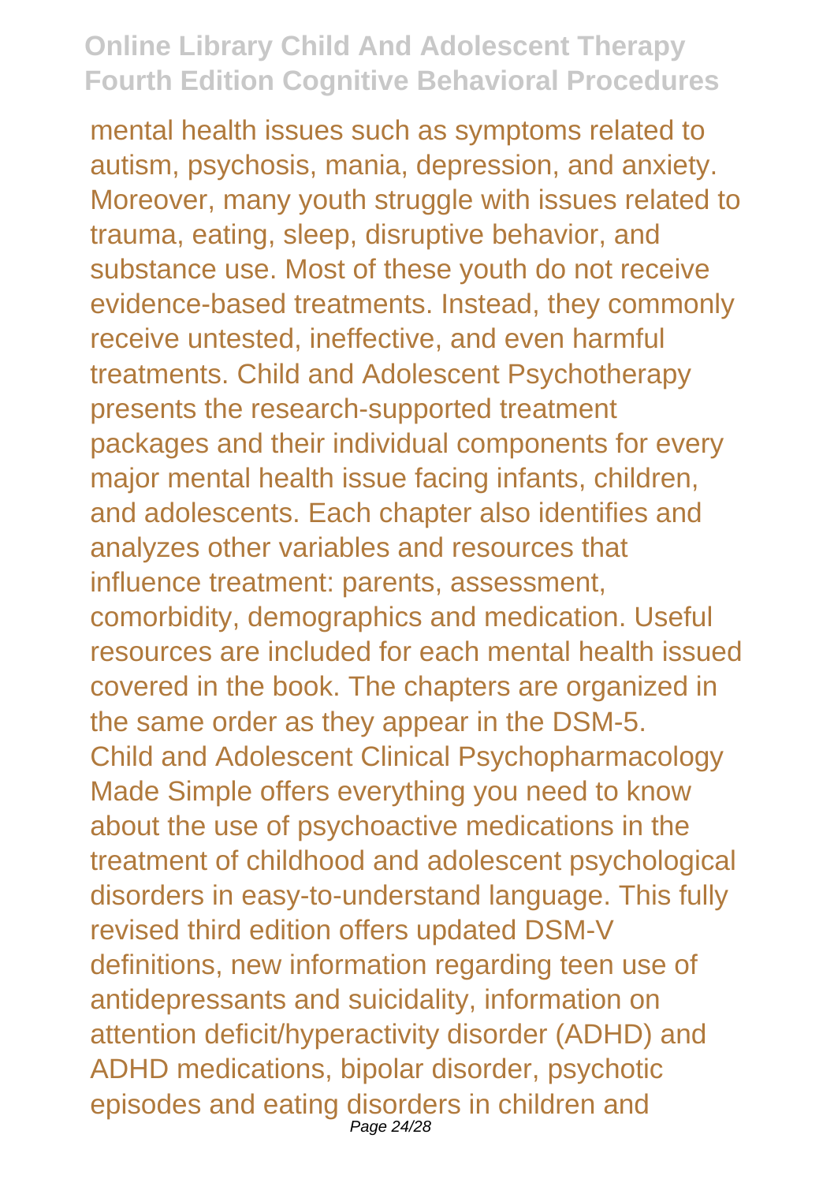mental health issues such as symptoms related to autism, psychosis, mania, depression, and anxiety. Moreover, many youth struggle with issues related to trauma, eating, sleep, disruptive behavior, and substance use. Most of these youth do not receive evidence-based treatments. Instead, they commonly receive untested, ineffective, and even harmful treatments. Child and Adolescent Psychotherapy presents the research-supported treatment packages and their individual components for every major mental health issue facing infants, children, and adolescents. Each chapter also identifies and analyzes other variables and resources that influence treatment: parents, assessment, comorbidity, demographics and medication. Useful resources are included for each mental health issued covered in the book. The chapters are organized in the same order as they appear in the DSM-5.

Child and Adolescent Clinical Psychopharmacology Made Simple offers everything you need to know about the use of psychoactive medications in the treatment of childhood and adolescent psychological disorders in easy-to-understand language. This fully revised third edition offers updated DSM-V definitions, new information regarding teen use of antidepressants and suicidality, information on attention deficit/hyperactivity disorder (ADHD) and ADHD medications, bipolar disorder, psychotic episodes and eating disorders in children and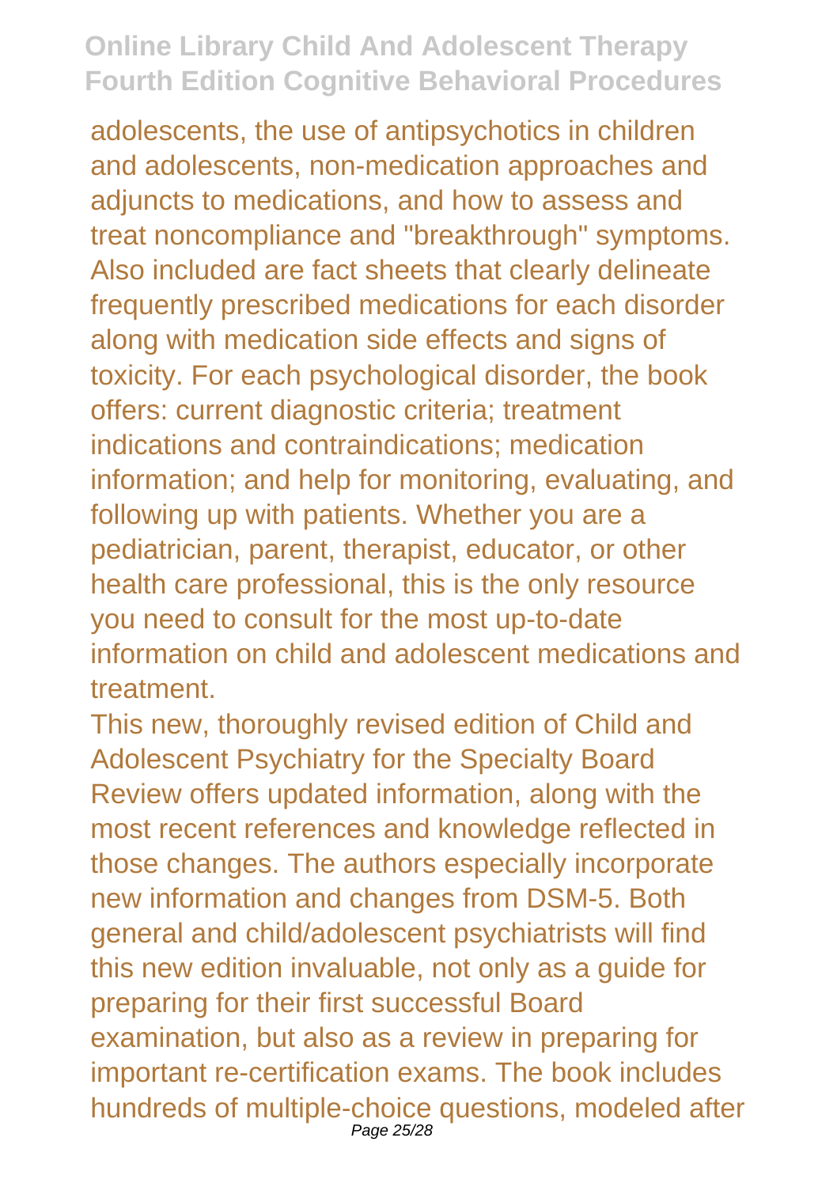adolescents, the use of antipsychotics in children and adolescents, non-medication approaches and adjuncts to medications, and how to assess and treat noncompliance and "breakthrough" symptoms. Also included are fact sheets that clearly delineate frequently prescribed medications for each disorder along with medication side effects and signs of toxicity. For each psychological disorder, the book offers: current diagnostic criteria; treatment indications and contraindications; medication information; and help for monitoring, evaluating, and following up with patients. Whether you are a pediatrician, parent, therapist, educator, or other health care professional, this is the only resource you need to consult for the most up-to-date information on child and adolescent medications and treatment.

This new, thoroughly revised edition of Child and Adolescent Psychiatry for the Specialty Board Review offers updated information, along with the most recent references and knowledge reflected in those changes. The authors especially incorporate new information and changes from DSM-5. Both general and child/adolescent psychiatrists will find this new edition invaluable, not only as a guide for preparing for their first successful Board examination, but also as a review in preparing for important re-certification exams. The book includes hundreds of multiple-choice questions, modeled after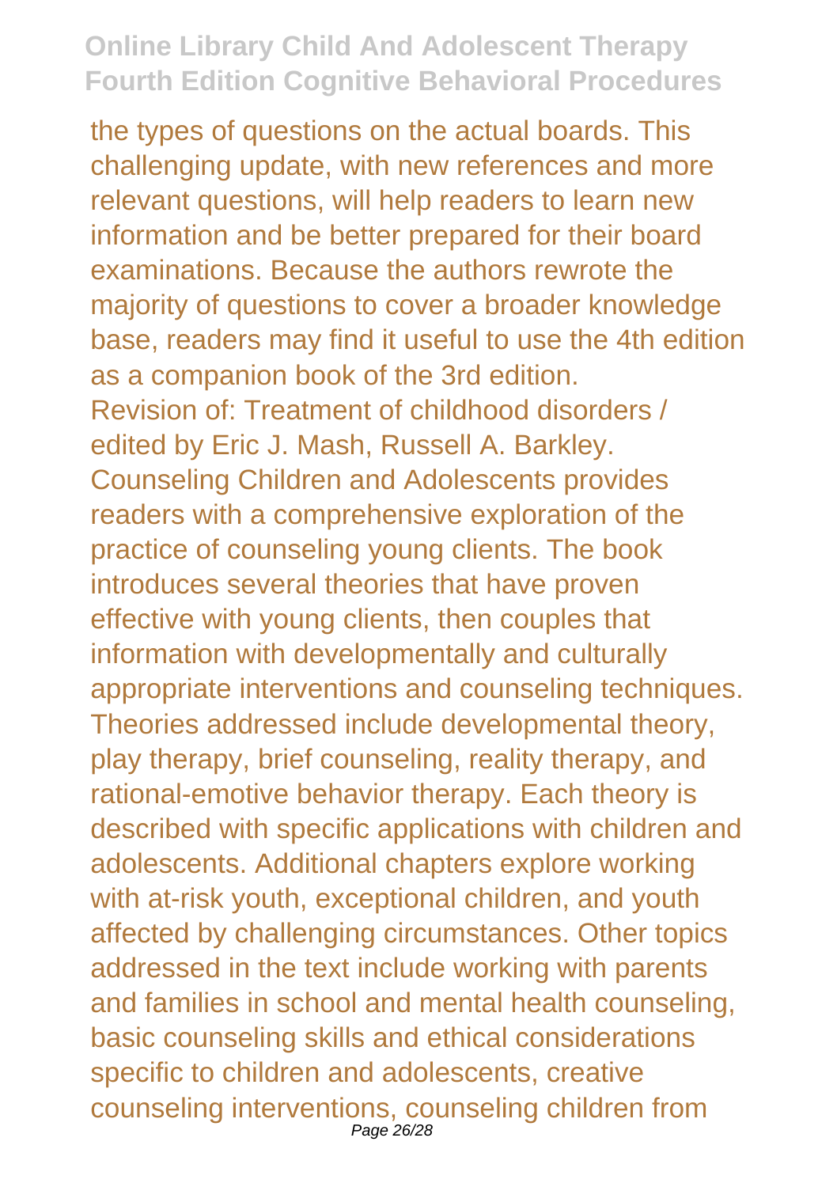the types of questions on the actual boards. This challenging update, with new references and more relevant questions, will help readers to learn new information and be better prepared for their board examinations. Because the authors rewrote the majority of questions to cover a broader knowledge base, readers may find it useful to use the 4th edition as a companion book of the 3rd edition.

Revision of: Treatment of childhood disorders / edited by Eric J. Mash, Russell A. Barkley.

Counseling Children and Adolescents provides readers with a comprehensive exploration of the practice of counseling young clients. The book introduces several theories that have proven effective with young clients, then couples that information with developmentally and culturally appropriate interventions and counseling techniques. Theories addressed include developmental theory, play therapy, brief counseling, reality therapy, and rational-emotive behavior therapy. Each theory is described with specific applications with children and adolescents. Additional chapters explore working with at-risk youth, exceptional children, and youth affected by challenging circumstances. Other topics addressed in the text include working with parents and families in school and mental health counseling, basic counseling skills and ethical considerations specific to children and adolescents, creative counseling interventions, counseling children from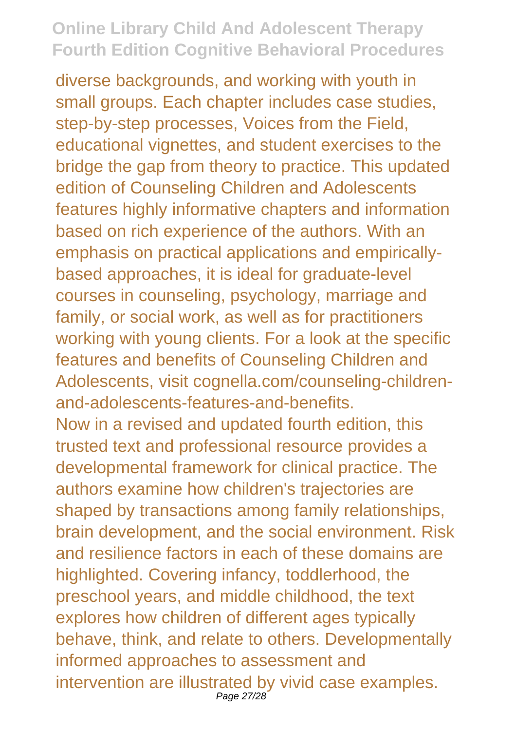diverse backgrounds, and working with youth in small groups. Each chapter includes case studies, step-by-step processes, Voices from the Field, educational vignettes, and student exercises to the bridge the gap from theory to practice. This updated edition of Counseling Children and Adolescents features highly informative chapters and information based on rich experience of the authors. With an emphasis on practical applications and empirically-based approaches, it is ideal for graduate-level courses in counseling, psychology, marriage and family, or social work, as well as for practitioners working with young clients. For a look at the specific features and benefits of Counseling Children and Adolescents, visit cognella.com/counseling-children-and-adolescents-features-and-benefits.

Now in a revised and updated fourth edition, this trusted text and professional resource provides a developmental framework for clinical practice. The authors examine how children's trajectories are shaped by transactions among family relationships, brain development, and the social environment. Risk and resilience factors in each of these domains are highlighted. Covering infancy, toddlerhood, the preschool years, and middle childhood, the text explores how children of different ages typically behave, think, and relate to others. Developmentally informed approaches to assessment and intervention are illustrated by vivid case examples.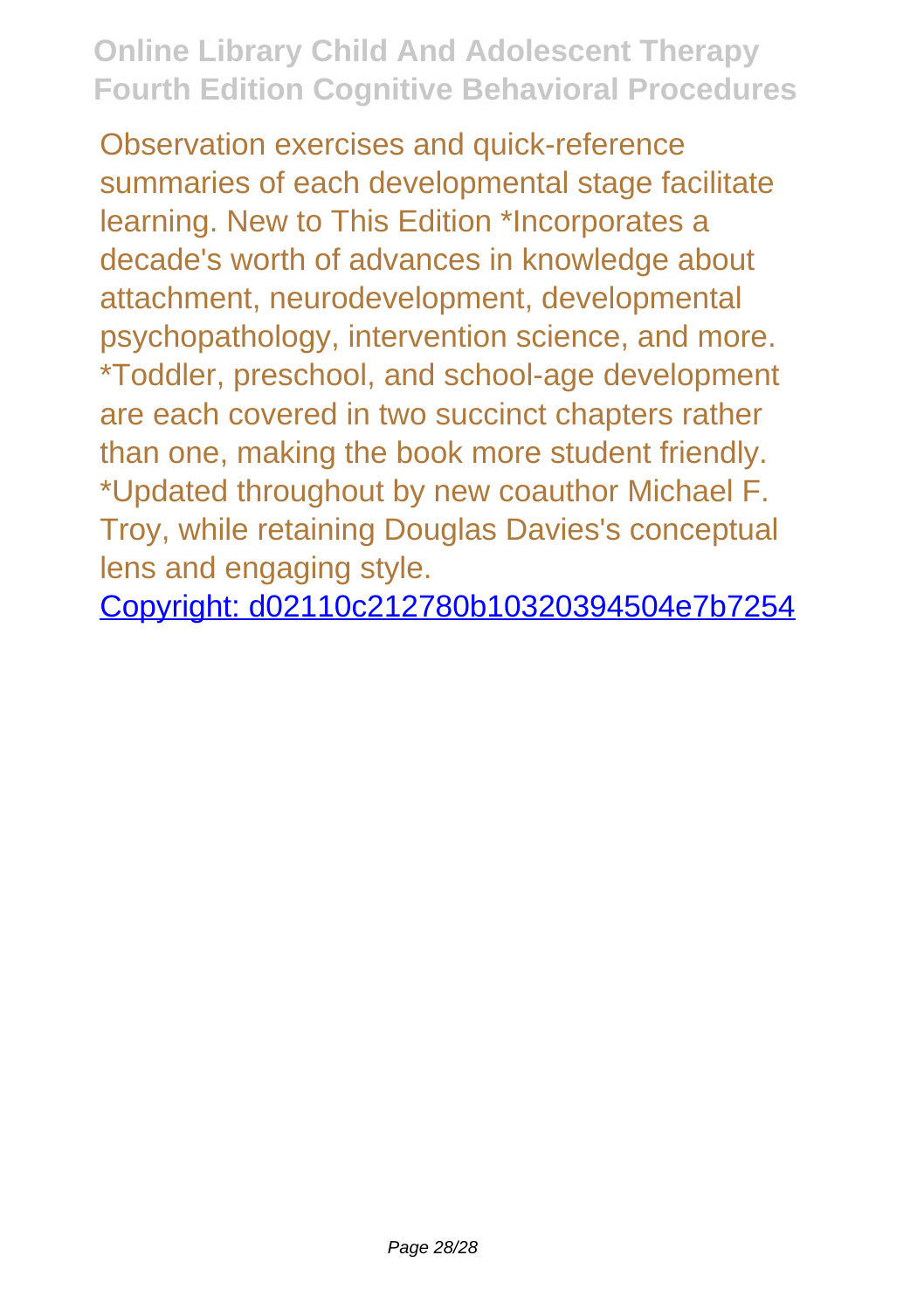Observation exercises and quick-reference summaries of each developmental stage facilitate learning. New to This Edition *Incorporates a decade's worth of advances in knowledge about attachment, neurodevelopment, developmental psychopathology, intervention science, and more. *Toddler, preschool, and school-age development are each covered in two succinct chapters rather than one, making the book more student friendly. *Updated throughout by new coauthor Michael F. Troy, while retaining Douglas Davies's conceptual lens and engaging style.

Copyright: d02110c212780b10320394504e7b7254